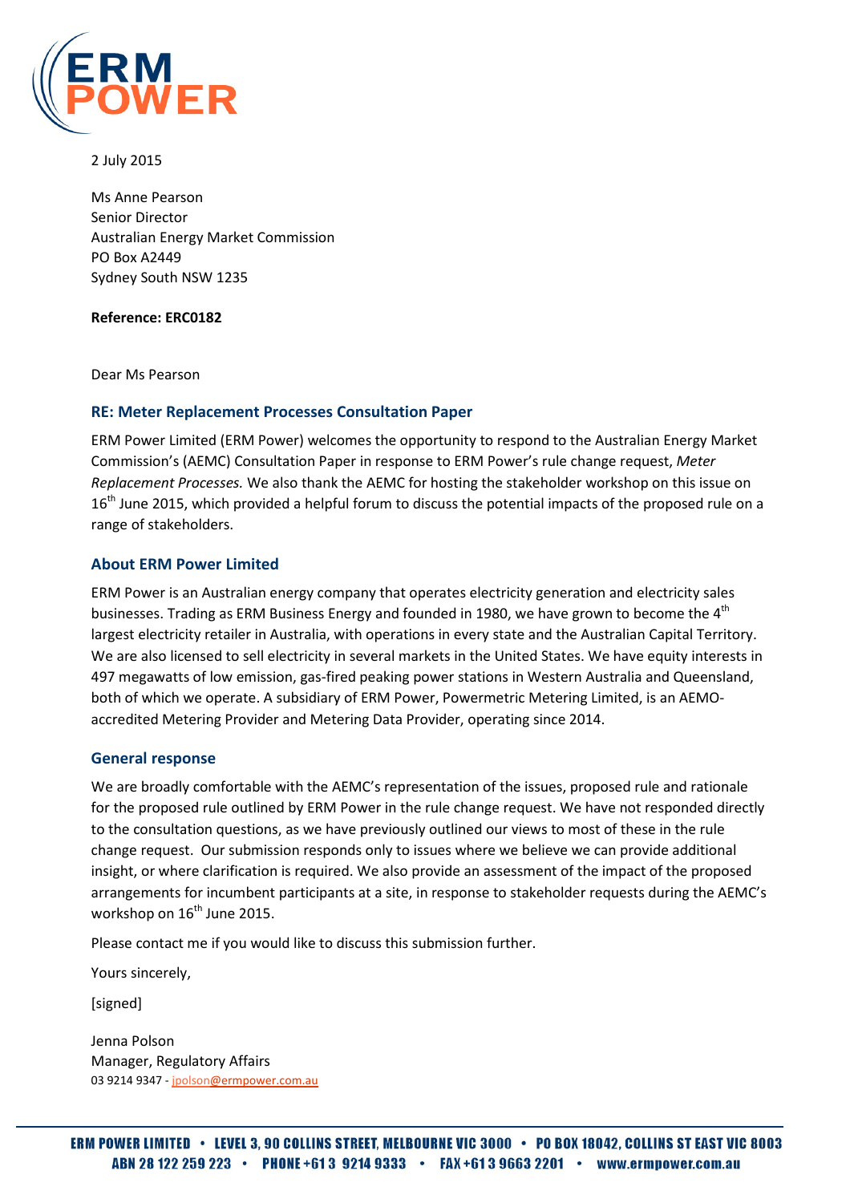2 July 2015

Ms Anne Pearson
Senior Director
Australian Energy Market Commission
PO Box A2449
Sydney South NSW 1235

**Reference: ERC0182**

Dear Ms Pearson

## RE: Meter Replacement Processes Consultation Paper

ERM Power Limited (ERM Power) welcomes the opportunity to respond to the Australian Energy Market Commission's (AEMC) Consultation Paper in response to ERM Power's rule change request, *Meter Replacement Processes.* We also thank the AEMC for hosting the stakeholder workshop on this issue on 16th June 2015, which provided a helpful forum to discuss the potential impacts of the proposed rule on a range of stakeholders.

## About ERM Power Limited

ERM Power is an Australian energy company that operates electricity generation and electricity sales businesses. Trading as ERM Business Energy and founded in 1980, we have grown to become the 4th largest electricity retailer in Australia, with operations in every state and the Australian Capital Territory. We are also licensed to sell electricity in several markets in the United States. We have equity interests in 497 megawatts of low emission, gas-fired peaking power stations in Western Australia and Queensland, both of which we operate. A subsidiary of ERM Power, Powermetric Metering Limited, is an AEMO-accredited Metering Provider and Metering Data Provider, operating since 2014.

## General response

We are broadly comfortable with the AEMC's representation of the issues, proposed rule and rationale for the proposed rule outlined by ERM Power in the rule change request. We have not responded directly to the consultation questions, as we have previously outlined our views to most of these in the rule change request. Our submission responds only to issues where we believe we can provide additional insight, or where clarification is required. We also provide an assessment of the impact of the proposed arrangements for incumbent participants at a site, in response to stakeholder requests during the AEMC's workshop on 16th June 2015.

Please contact me if you would like to discuss this submission further.

Yours sincerely,

[signed]

Jenna Polson
Manager, Regulatory Affairs
03 9214 9347 - jpolson@ermpower.com.au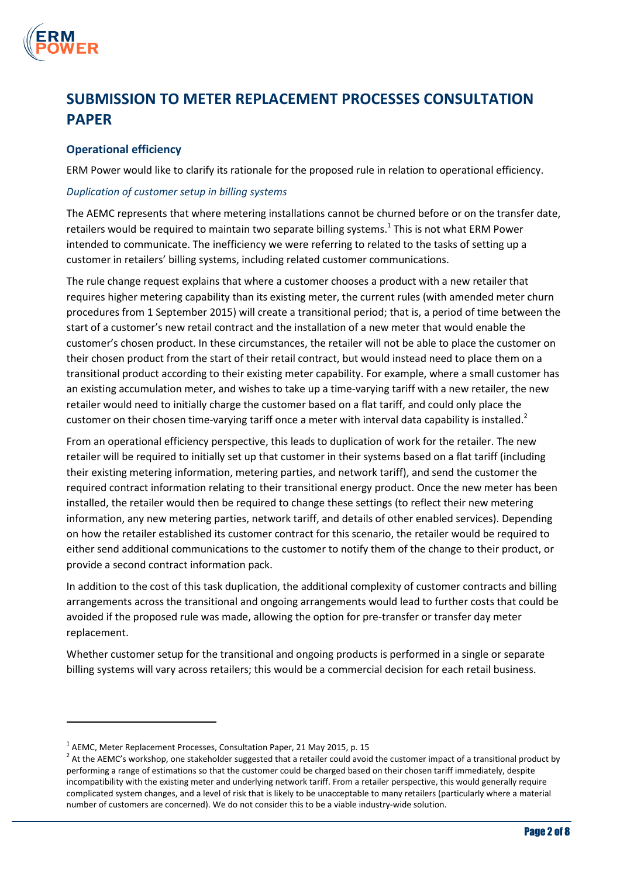# SUBMISSION TO METER REPLACEMENT PROCESSES CONSULTATION PAPER

## Operational efficiency

ERM Power would like to clarify its rationale for the proposed rule in relation to operational efficiency.

### *Duplication of customer setup in billing systems*

The AEMC represents that where metering installations cannot be churned before or on the transfer date, retailers would be required to maintain two separate billing systems.[1] This is not what ERM Power intended to communicate. The inefficiency we were referring to related to the tasks of setting up a customer in retailers' billing systems, including related customer communications.

The rule change request explains that where a customer chooses a product with a new retailer that requires higher metering capability than its existing meter, the current rules (with amended meter churn procedures from 1 September 2015) will create a transitional period; that is, a period of time between the start of a customer's new retail contract and the installation of a new meter that would enable the customer's chosen product. In these circumstances, the retailer will not be able to place the customer on their chosen product from the start of their retail contract, but would instead need to place them on a transitional product according to their existing meter capability. For example, where a small customer has an existing accumulation meter, and wishes to take up a time-varying tariff with a new retailer, the new retailer would need to initially charge the customer based on a flat tariff, and could only place the customer on their chosen time-varying tariff once a meter with interval data capability is installed.[2]

From an operational efficiency perspective, this leads to duplication of work for the retailer. The new retailer will be required to initially set up that customer in their systems based on a flat tariff (including their existing metering information, metering parties, and network tariff), and send the customer the required contract information relating to their transitional energy product. Once the new meter has been installed, the retailer would then be required to change these settings (to reflect their new metering information, any new metering parties, network tariff, and details of other enabled services). Depending on how the retailer established its customer contract for this scenario, the retailer would be required to either send additional communications to the customer to notify them of the change to their product, or provide a second contract information pack.

In addition to the cost of this task duplication, the additional complexity of customer contracts and billing arrangements across the transitional and ongoing arrangements would lead to further costs that could be avoided if the proposed rule was made, allowing the option for pre-transfer or transfer day meter replacement.

Whether customer setup for the transitional and ongoing products is performed in a single or separate billing systems will vary across retailers; this would be a commercial decision for each retail business.

---

[1] AEMC, Meter Replacement Processes, Consultation Paper, 21 May 2015, p. 15

[2] At the AEMC's workshop, one stakeholder suggested that a retailer could avoid the customer impact of a transitional product by performing a range of estimations so that the customer could be charged based on their chosen tariff immediately, despite incompatibility with the existing meter and underlying network tariff. From a retailer perspective, this would generally require complicated system changes, and a level of risk that is likely to be unacceptable to many retailers (particularly where a material number of customers are concerned). We do not consider this to be a viable industry-wide solution.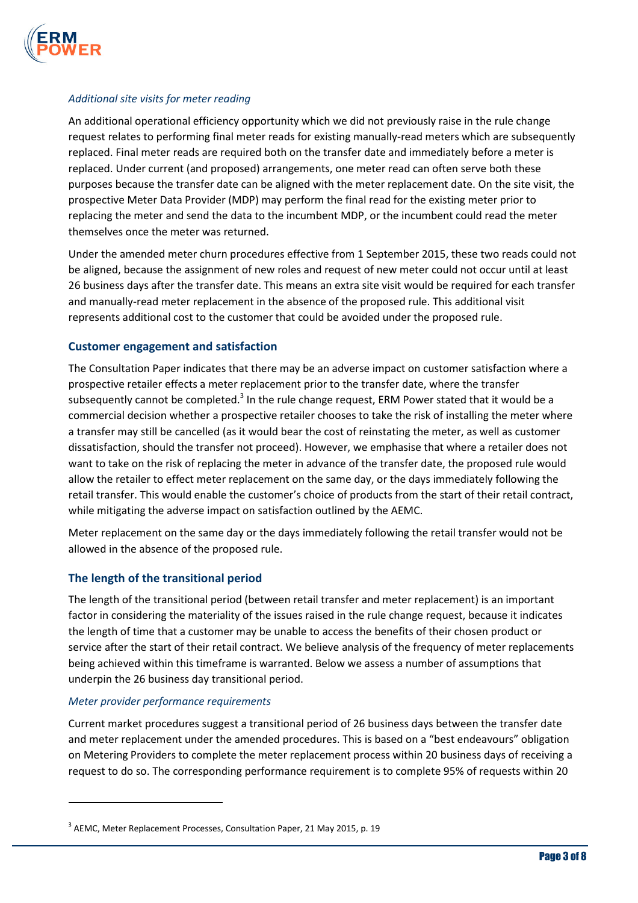*Additional site visits for meter reading*

An additional operational efficiency opportunity which we did not previously raise in the rule change request relates to performing final meter reads for existing manually-read meters which are subsequently replaced. Final meter reads are required both on the transfer date and immediately before a meter is replaced. Under current (and proposed) arrangements, one meter read can often serve both these purposes because the transfer date can be aligned with the meter replacement date. On the site visit, the prospective Meter Data Provider (MDP) may perform the final read for the existing meter prior to replacing the meter and send the data to the incumbent MDP, or the incumbent could read the meter themselves once the meter was returned.

Under the amended meter churn procedures effective from 1 September 2015, these two reads could not be aligned, because the assignment of new roles and request of new meter could not occur until at least 26 business days after the transfer date. This means an extra site visit would be required for each transfer and manually-read meter replacement in the absence of the proposed rule. This additional visit represents additional cost to the customer that could be avoided under the proposed rule.

## Customer engagement and satisfaction

The Consultation Paper indicates that there may be an adverse impact on customer satisfaction where a prospective retailer effects a meter replacement prior to the transfer date, where the transfer subsequently cannot be completed.[3] In the rule change request, ERM Power stated that it would be a commercial decision whether a prospective retailer chooses to take the risk of installing the meter where a transfer may still be cancelled (as it would bear the cost of reinstating the meter, as well as customer dissatisfaction, should the transfer not proceed). However, we emphasise that where a retailer does not want to take on the risk of replacing the meter in advance of the transfer date, the proposed rule would allow the retailer to effect meter replacement on the same day, or the days immediately following the retail transfer. This would enable the customer's choice of products from the start of their retail contract, while mitigating the adverse impact on satisfaction outlined by the AEMC.

Meter replacement on the same day or the days immediately following the retail transfer would not be allowed in the absence of the proposed rule.

## The length of the transitional period

The length of the transitional period (between retail transfer and meter replacement) is an important factor in considering the materiality of the issues raised in the rule change request, because it indicates the length of time that a customer may be unable to access the benefits of their chosen product or service after the start of their retail contract. We believe analysis of the frequency of meter replacements being achieved within this timeframe is warranted. Below we assess a number of assumptions that underpin the 26 business day transitional period.

*Meter provider performance requirements*

Current market procedures suggest a transitional period of 26 business days between the transfer date and meter replacement under the amended procedures. This is based on a "best endeavours" obligation on Metering Providers to complete the meter replacement process within 20 business days of receiving a request to do so. The corresponding performance requirement is to complete 95% of requests within 20

---

[3] AEMC, Meter Replacement Processes, Consultation Paper, 21 May 2015, p. 19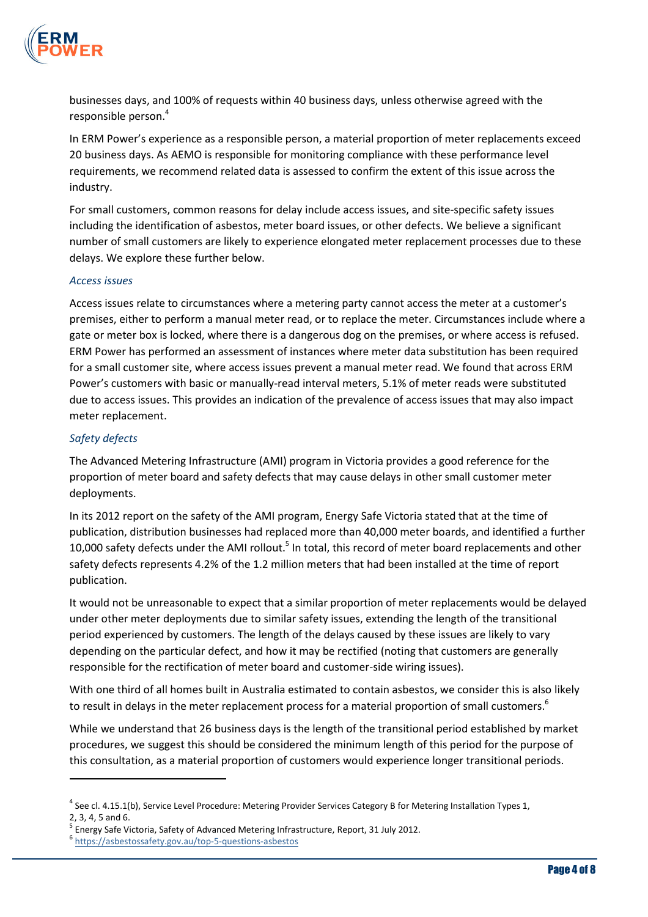businesses days, and 100% of requests within 40 business days, unless otherwise agreed with the responsible person.[4]

In ERM Power's experience as a responsible person, a material proportion of meter replacements exceed 20 business days. As AEMO is responsible for monitoring compliance with these performance level requirements, we recommend related data is assessed to confirm the extent of this issue across the industry.

For small customers, common reasons for delay include access issues, and site-specific safety issues including the identification of asbestos, meter board issues, or other defects. We believe a significant number of small customers are likely to experience elongated meter replacement processes due to these delays. We explore these further below.

*Access issues*

Access issues relate to circumstances where a metering party cannot access the meter at a customer's premises, either to perform a manual meter read, or to replace the meter. Circumstances include where a gate or meter box is locked, where there is a dangerous dog on the premises, or where access is refused. ERM Power has performed an assessment of instances where meter data substitution has been required for a small customer site, where access issues prevent a manual meter read. We found that across ERM Power's customers with basic or manually-read interval meters, 5.1% of meter reads were substituted due to access issues. This provides an indication of the prevalence of access issues that may also impact meter replacement.

*Safety defects*

The Advanced Metering Infrastructure (AMI) program in Victoria provides a good reference for the proportion of meter board and safety defects that may cause delays in other small customer meter deployments.

In its 2012 report on the safety of the AMI program, Energy Safe Victoria stated that at the time of publication, distribution businesses had replaced more than 40,000 meter boards, and identified a further 10,000 safety defects under the AMI rollout.[5] In total, this record of meter board replacements and other safety defects represents 4.2% of the 1.2 million meters that had been installed at the time of report publication.

It would not be unreasonable to expect that a similar proportion of meter replacements would be delayed under other meter deployments due to similar safety issues, extending the length of the transitional period experienced by customers. The length of the delays caused by these issues are likely to vary depending on the particular defect, and how it may be rectified (noting that customers are generally responsible for the rectification of meter board and customer-side wiring issues).

With one third of all homes built in Australia estimated to contain asbestos, we consider this is also likely to result in delays in the meter replacement process for a material proportion of small customers.[6]

While we understand that 26 business days is the length of the transitional period established by market procedures, we suggest this should be considered the minimum length of this period for the purpose of this consultation, as a material proportion of customers would experience longer transitional periods.

---

[4] See cl. 4.15.1(b), Service Level Procedure: Metering Provider Services Category B for Metering Installation Types 1, 2, 3, 4, 5 and 6.

[5] Energy Safe Victoria, Safety of Advanced Metering Infrastructure, Report, 31 July 2012.

[6] https://asbestossafety.gov.au/top-5-questions-asbestos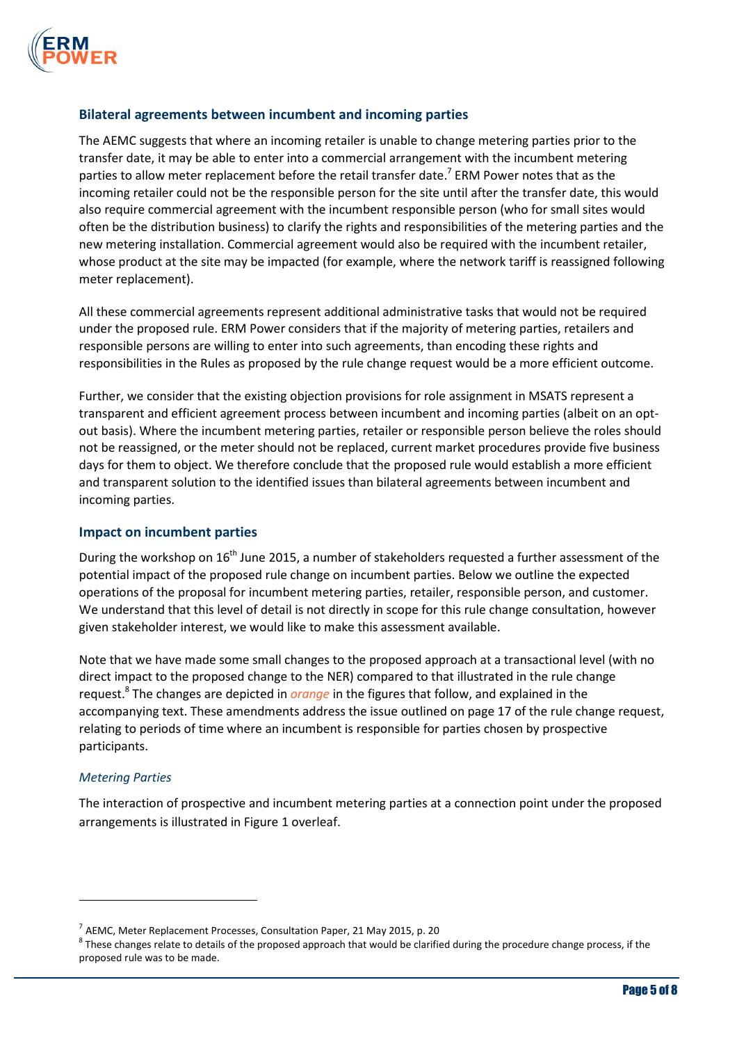## Bilateral agreements between incumbent and incoming parties

The AEMC suggests that where an incoming retailer is unable to change metering parties prior to the transfer date, it may be able to enter into a commercial arrangement with the incumbent metering parties to allow meter replacement before the retail transfer date.[7] ERM Power notes that as the incoming retailer could not be the responsible person for the site until after the transfer date, this would also require commercial agreement with the incumbent responsible person (who for small sites would often be the distribution business) to clarify the rights and responsibilities of the metering parties and the new metering installation. Commercial agreement would also be required with the incumbent retailer, whose product at the site may be impacted (for example, where the network tariff is reassigned following meter replacement).

All these commercial agreements represent additional administrative tasks that would not be required under the proposed rule. ERM Power considers that if the majority of metering parties, retailers and responsible persons are willing to enter into such agreements, than encoding these rights and responsibilities in the Rules as proposed by the rule change request would be a more efficient outcome.

Further, we consider that the existing objection provisions for role assignment in MSATS represent a transparent and efficient agreement process between incumbent and incoming parties (albeit on an opt-out basis). Where the incumbent metering parties, retailer or responsible person believe the roles should not be reassigned, or the meter should not be replaced, current market procedures provide five business days for them to object. We therefore conclude that the proposed rule would establish a more efficient and transparent solution to the identified issues than bilateral agreements between incumbent and incoming parties.

## Impact on incumbent parties

During the workshop on 16th June 2015, a number of stakeholders requested a further assessment of the potential impact of the proposed rule change on incumbent parties. Below we outline the expected operations of the proposal for incumbent metering parties, retailer, responsible person, and customer. We understand that this level of detail is not directly in scope for this rule change consultation, however given stakeholder interest, we would like to make this assessment available.

Note that we have made some small changes to the proposed approach at a transactional level (with no direct impact to the proposed change to the NER) compared to that illustrated in the rule change request.[8] The changes are depicted in *orange* in the figures that follow, and explained in the accompanying text. These amendments address the issue outlined on page 17 of the rule change request, relating to periods of time where an incumbent is responsible for parties chosen by prospective participants.

### *Metering Parties*

The interaction of prospective and incumbent metering parties at a connection point under the proposed arrangements is illustrated in Figure 1 overleaf.

---

[7] AEMC, Meter Replacement Processes, Consultation Paper, 21 May 2015, p. 20

[8] These changes relate to details of the proposed approach that would be clarified during the procedure change process, if the proposed rule was to be made.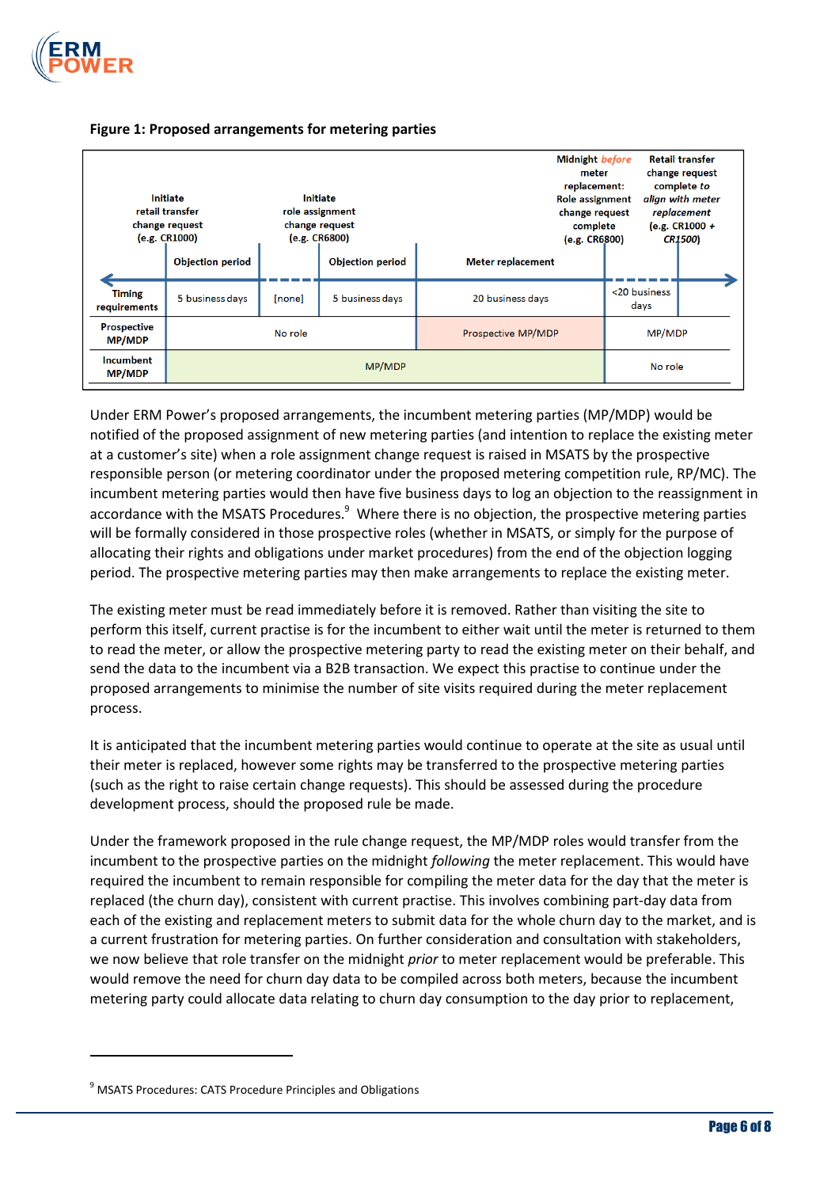**Figure 1: Proposed arrangements for metering parties**

| | Initiate retail transfer change request (e.g. CR1000) | | Initiate role assignment change request (e.g. CR6800) | | Midnight *before* meter replacement: Role assignment change request complete (e.g. CR6800) | Retail transfer change request complete *to align with meter replacement* (e.g. CR1000 + CR1500) |
|---|---|---|---|---|---|---|
| | Objection period | | Objection period | Meter replacement | | |
| Timing requirements | 5 business days | [none] | 5 business days | 20 business days | <20 business days | |
| Prospective MP/MDP | No role | | | Prospective MP/MDP | MP/MDP | |
| Incumbent MP/MDP | MP/MDP | | | | No role | |

Under ERM Power's proposed arrangements, the incumbent metering parties (MP/MDP) would be notified of the proposed assignment of new metering parties (and intention to replace the existing meter at a customer's site) when a role assignment change request is raised in MSATS by the prospective responsible person (or metering coordinator under the proposed metering competition rule, RP/MC). The incumbent metering parties would then have five business days to log an objection to the reassignment in accordance with the MSATS Procedures.[9] Where there is no objection, the prospective metering parties will be formally considered in those prospective roles (whether in MSATS, or simply for the purpose of allocating their rights and obligations under market procedures) from the end of the objection logging period. The prospective metering parties may then make arrangements to replace the existing meter.

The existing meter must be read immediately before it is removed. Rather than visiting the site to perform this itself, current practise is for the incumbent to either wait until the meter is returned to them to read the meter, or allow the prospective metering party to read the existing meter on their behalf, and send the data to the incumbent via a B2B transaction. We expect this practise to continue under the proposed arrangements to minimise the number of site visits required during the meter replacement process.

It is anticipated that the incumbent metering parties would continue to operate at the site as usual until their meter is replaced, however some rights may be transferred to the prospective metering parties (such as the right to raise certain change requests). This should be assessed during the procedure development process, should the proposed rule be made.

Under the framework proposed in the rule change request, the MP/MDP roles would transfer from the incumbent to the prospective parties on the midnight *following* the meter replacement. This would have required the incumbent to remain responsible for compiling the meter data for the day that the meter is replaced (the churn day), consistent with current practise. This involves combining part-day data from each of the existing and replacement meters to submit data for the whole churn day to the market, and is a current frustration for metering parties. On further consideration and consultation with stakeholders, we now believe that role transfer on the midnight *prior* to meter replacement would be preferable. This would remove the need for churn day data to be compiled across both meters, because the incumbent metering party could allocate data relating to churn day consumption to the day prior to replacement,

[9] MSATS Procedures: CATS Procedure Principles and Obligations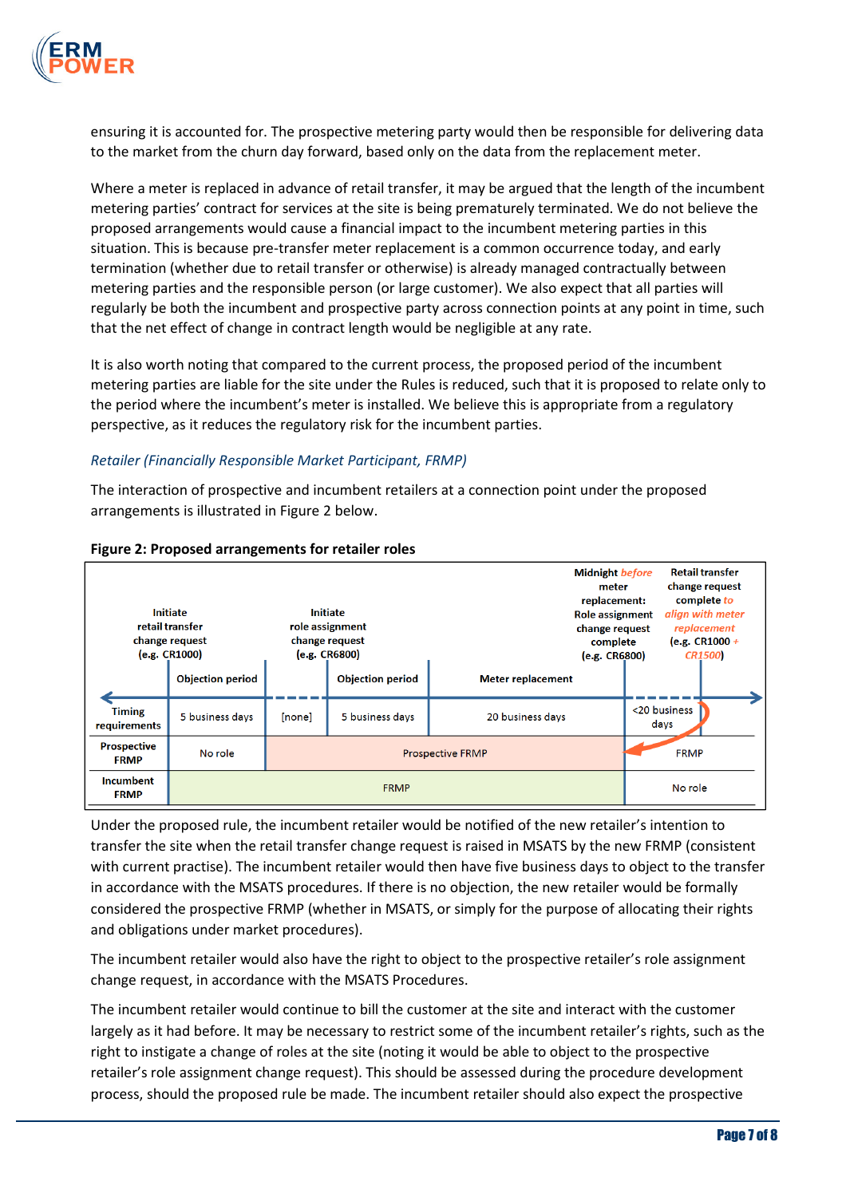ensuring it is accounted for. The prospective metering party would then be responsible for delivering data to the market from the churn day forward, based only on the data from the replacement meter.

Where a meter is replaced in advance of retail transfer, it may be argued that the length of the incumbent metering parties' contract for services at the site is being prematurely terminated. We do not believe the proposed arrangements would cause a financial impact to the incumbent metering parties in this situation. This is because pre-transfer meter replacement is a common occurrence today, and early termination (whether due to retail transfer or otherwise) is already managed contractually between metering parties and the responsible person (or large customer). We also expect that all parties will regularly be both the incumbent and prospective party across connection points at any point in time, such that the net effect of change in contract length would be negligible at any rate.

It is also worth noting that compared to the current process, the proposed period of the incumbent metering parties are liable for the site under the Rules is reduced, such that it is proposed to relate only to the period where the incumbent's meter is installed. We believe this is appropriate from a regulatory perspective, as it reduces the regulatory risk for the incumbent parties.

### *Retailer (Financially Responsible Market Participant, FRMP)*

The interaction of prospective and incumbent retailers at a connection point under the proposed arrangements is illustrated in Figure 2 below.

**Figure 2: Proposed arrangements for retailer roles**

| | Initiate retail transfer change request (e.g. CR1000) | | Initiate role assignment change request (e.g. CR6800) | | Midnight *before* meter replacement: Role assignment change request complete (e.g. CR6800) | Retail transfer change request complete *to align with meter replacement* (e.g. CR1000 + *CR1500*) |
|---|---|---|---|---|---|---|
| | Objection period | | Objection period | Meter replacement | | |
| Timing requirements | 5 business days | [none] | 5 business days | 20 business days | <20 business days | |
| Prospective FRMP | No role | Prospective FRMP | | | FRMP | |
| Incumbent FRMP | FRMP | | | | No role | |

Under the proposed rule, the incumbent retailer would be notified of the new retailer's intention to transfer the site when the retail transfer change request is raised in MSATS by the new FRMP (consistent with current practise). The incumbent retailer would then have five business days to object to the transfer in accordance with the MSATS procedures. If there is no objection, the new retailer would be formally considered the prospective FRMP (whether in MSATS, or simply for the purpose of allocating their rights and obligations under market procedures).

The incumbent retailer would also have the right to object to the prospective retailer's role assignment change request, in accordance with the MSATS Procedures.

The incumbent retailer would continue to bill the customer at the site and interact with the customer largely as it had before. It may be necessary to restrict some of the incumbent retailer's rights, such as the right to instigate a change of roles at the site (noting it would be able to object to the prospective retailer's role assignment change request). This should be assessed during the procedure development process, should the proposed rule be made. The incumbent retailer should also expect the prospective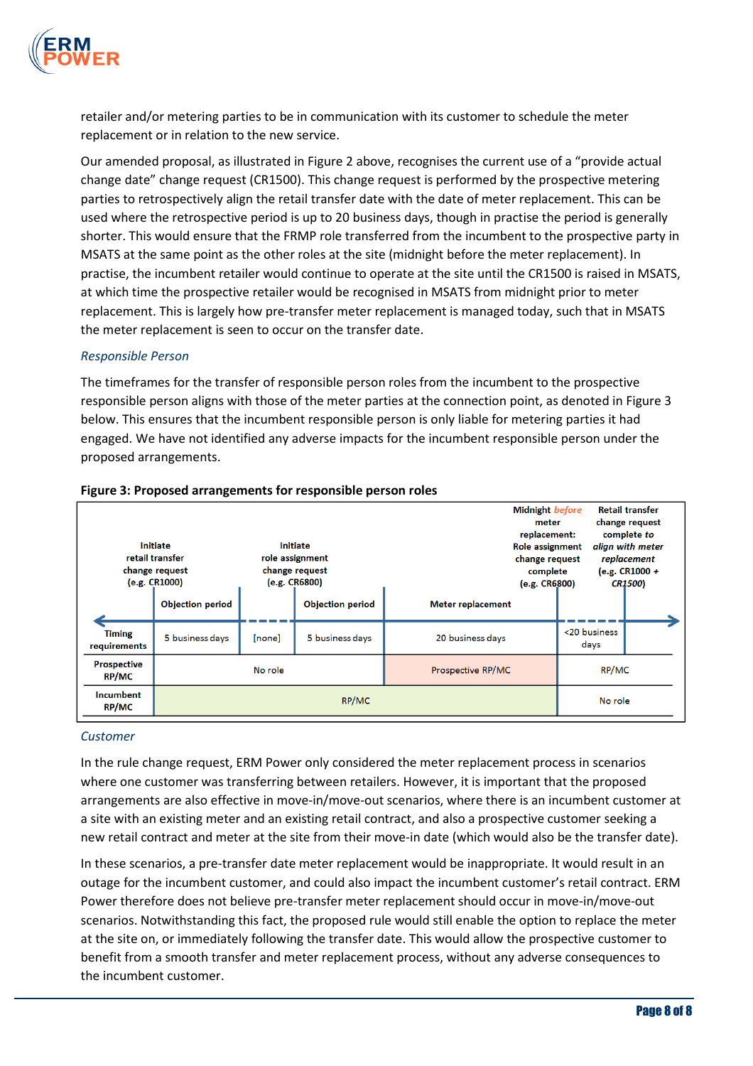retailer and/or metering parties to be in communication with its customer to schedule the meter replacement or in relation to the new service.

Our amended proposal, as illustrated in Figure 2 above, recognises the current use of a "provide actual change date" change request (CR1500). This change request is performed by the prospective metering parties to retrospectively align the retail transfer date with the date of meter replacement. This can be used where the retrospective period is up to 20 business days, though in practise the period is generally shorter. This would ensure that the FRMP role transferred from the incumbent to the prospective party in MSATS at the same point as the other roles at the site (midnight before the meter replacement). In practise, the incumbent retailer would continue to operate at the site until the CR1500 is raised in MSATS, at which time the prospective retailer would be recognised in MSATS from midnight prior to meter replacement. This is largely how pre-transfer meter replacement is managed today, such that in MSATS the meter replacement is seen to occur on the transfer date.

### *Responsible Person*

The timeframes for the transfer of responsible person roles from the incumbent to the prospective responsible person aligns with those of the meter parties at the connection point, as denoted in Figure 3 below. This ensures that the incumbent responsible person is only liable for metering parties it had engaged. We have not identified any adverse impacts for the incumbent responsible person under the proposed arrangements.

**Figure 3: Proposed arrangements for responsible person roles**

Initiate retail transfer change request (e.g. CR1000)

Initiate role assignment change request (e.g. CR6800)

Midnight *before* meter replacement: Role assignment change request complete (e.g. CR6800)

Retail transfer change request complete *to align with meter replacement* (e.g. CR1000 + CR1500)

Objection period | Objection period | Meter replacement

Timing requirements: 5 business days | [none] | 5 business days | 20 business days | <20 business days

Prospective RP/MC: No role | Prospective RP/MC | RP/MC

Incumbent RP/MC: RP/MC | No role

### *Customer*

In the rule change request, ERM Power only considered the meter replacement process in scenarios where one customer was transferring between retailers. However, it is important that the proposed arrangements are also effective in move-in/move-out scenarios, where there is an incumbent customer at a site with an existing meter and an existing retail contract, and also a prospective customer seeking a new retail contract and meter at the site from their move-in date (which would also be the transfer date).

In these scenarios, a pre-transfer date meter replacement would be inappropriate. It would result in an outage for the incumbent customer, and could also impact the incumbent customer's retail contract. ERM Power therefore does not believe pre-transfer meter replacement should occur in move-in/move-out scenarios. Notwithstanding this fact, the proposed rule would still enable the option to replace the meter at the site on, or immediately following the transfer date. This would allow the prospective customer to benefit from a smooth transfer and meter replacement process, without any adverse consequences to the incumbent customer.